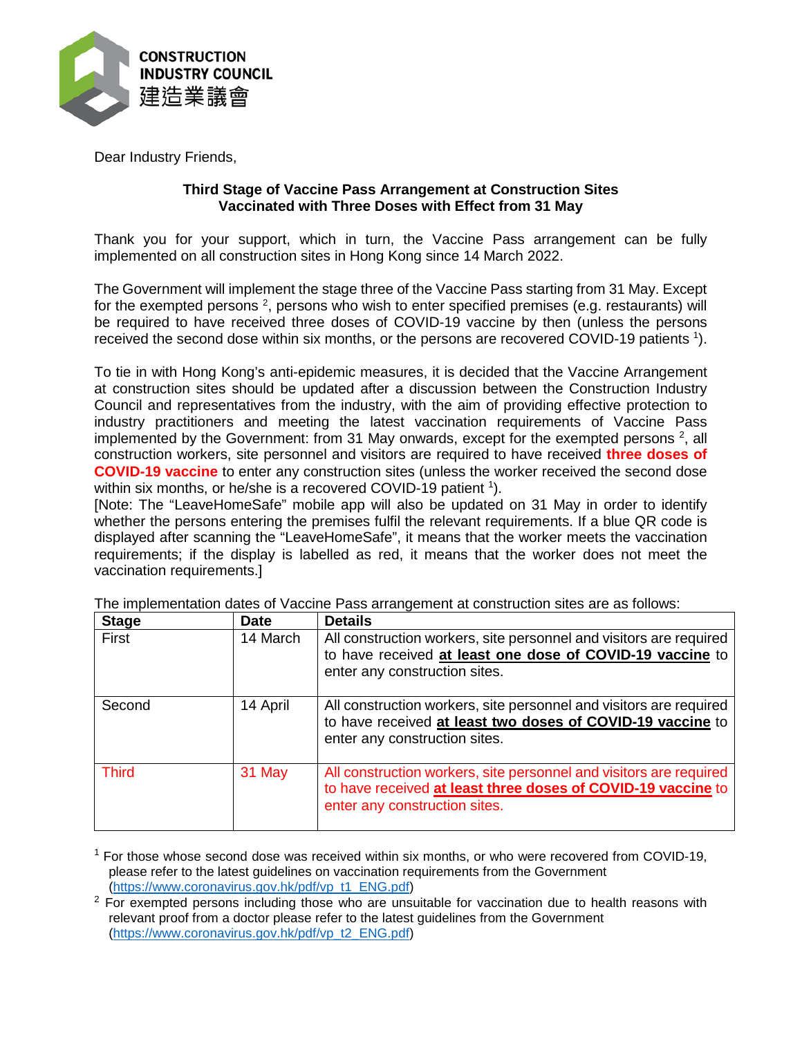CONSTRUCTION INDUSTRY COUNCIL
建造業議會

Dear Industry Friends,

**Third Stage of Vaccine Pass Arrangement at Construction Sites**
**Vaccinated with Three Doses with Effect from 31 May**

Thank you for your support, which in turn, the Vaccine Pass arrangement can be fully implemented on all construction sites in Hong Kong since 14 March 2022.

The Government will implement the stage three of the Vaccine Pass starting from 31 May. Except for the exempted persons [2], persons who wish to enter specified premises (e.g. restaurants) will be required to have received three doses of COVID-19 vaccine by then (unless the persons received the second dose within six months, or the persons are recovered COVID-19 patients [1]).

To tie in with Hong Kong's anti-epidemic measures, it is decided that the Vaccine Arrangement at construction sites should be updated after a discussion between the Construction Industry Council and representatives from the industry, with the aim of providing effective protection to industry practitioners and meeting the latest vaccination requirements of Vaccine Pass implemented by the Government: from 31 May onwards, except for the exempted persons [2], all construction workers, site personnel and visitors are required to have received **three doses of COVID-19 vaccine** to enter any construction sites (unless the worker received the second dose within six months, or he/she is a recovered COVID-19 patient [1]).
[Note: The "LeaveHomeSafe" mobile app will also be updated on 31 May in order to identify whether the persons entering the premises fulfil the relevant requirements. If a blue QR code is displayed after scanning the "LeaveHomeSafe", it means that the worker meets the vaccination requirements; if the display is labelled as red, it means that the worker does not meet the vaccination requirements.]

The implementation dates of Vaccine Pass arrangement at construction sites are as follows:

| **Stage** | **Date** | **Details** |
|---|---|---|
| First | 14 March | All construction workers, site personnel and visitors are required to have received **at least one dose of COVID-19 vaccine** to enter any construction sites. |
| Second | 14 April | All construction workers, site personnel and visitors are required to have received **at least two doses of COVID-19 vaccine** to enter any construction sites. |
| Third | 31 May | All construction workers, site personnel and visitors are required to have received **at least three doses of COVID-19 vaccine** to enter any construction sites. |

[1] For those whose second dose was received within six months, or who were recovered from COVID-19, please refer to the latest guidelines on vaccination requirements from the Government (https://www.coronavirus.gov.hk/pdf/vp_t1_ENG.pdf)

[2] For exempted persons including those who are unsuitable for vaccination due to health reasons with relevant proof from a doctor please refer to the latest guidelines from the Government (https://www.coronavirus.gov.hk/pdf/vp_t2_ENG.pdf)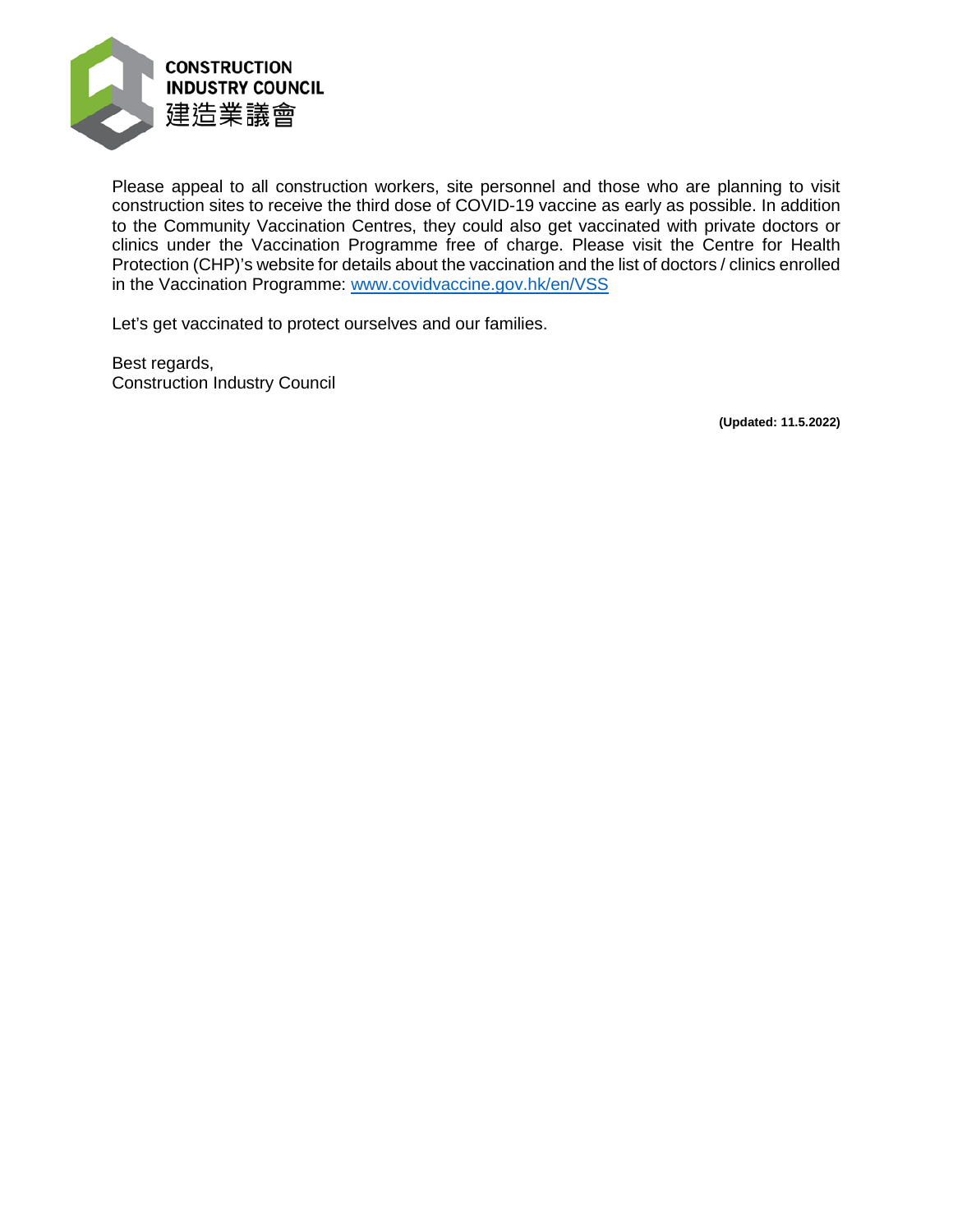**CONSTRUCTION INDUSTRY COUNCIL**
**建造業議會**

Please appeal to all construction workers, site personnel and those who are planning to visit construction sites to receive the third dose of COVID-19 vaccine as early as possible. In addition to the Community Vaccination Centres, they could also get vaccinated with private doctors or clinics under the Vaccination Programme free of charge. Please visit the Centre for Health Protection (CHP)'s website for details about the vaccination and the list of doctors / clinics enrolled in the Vaccination Programme: www.covidvaccine.gov.hk/en/VSS

Let's get vaccinated to protect ourselves and our families.

Best regards,
Construction Industry Council

**(Updated: 11.5.2022)**